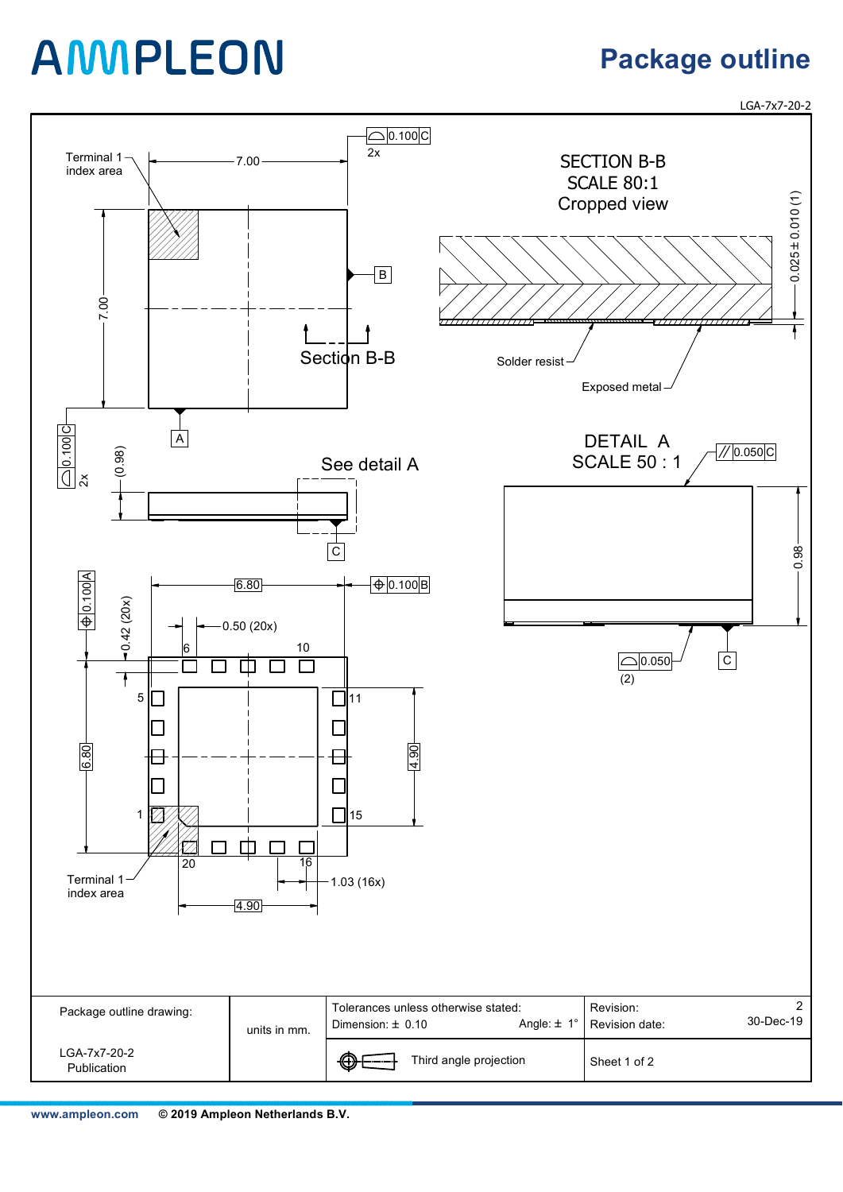# AMPLEON

## Package outline

LGA-7x7-20-2

Terminal 1 index area

7.00

7.00

0.100 C 2x

B

Section B-B

A

0.100 C 2x

(0.98)

See detail A

C

SECTION B-B
SCALE 80:1
Cropped view

0.025 ± 0.010 (1)

Solder resist

Exposed metal

DETAIL A
SCALE 50 : 1

// 0.050 C

0.98

0.050 (2)

C

0.100 A

0.42 (20x)

6.80

0.100 B

0.50 (20x)

6

10

5

11

6.80

4.90

1

15

20

16

Terminal 1 index area

1.03 (16x)

4.90

| Package outline drawing: LGA-7x7-20-2 Publication | units in mm. | Tolerances unless otherwise stated: Dimension: ± 0.10 Angle: ± 1° | Revision: 2 Revision date: 30-Dec-19 |
|---|---|---|---|
| | | Third angle projection | Sheet 1 of 2 |

www.ampleon.com © 2019 Ampleon Netherlands B.V.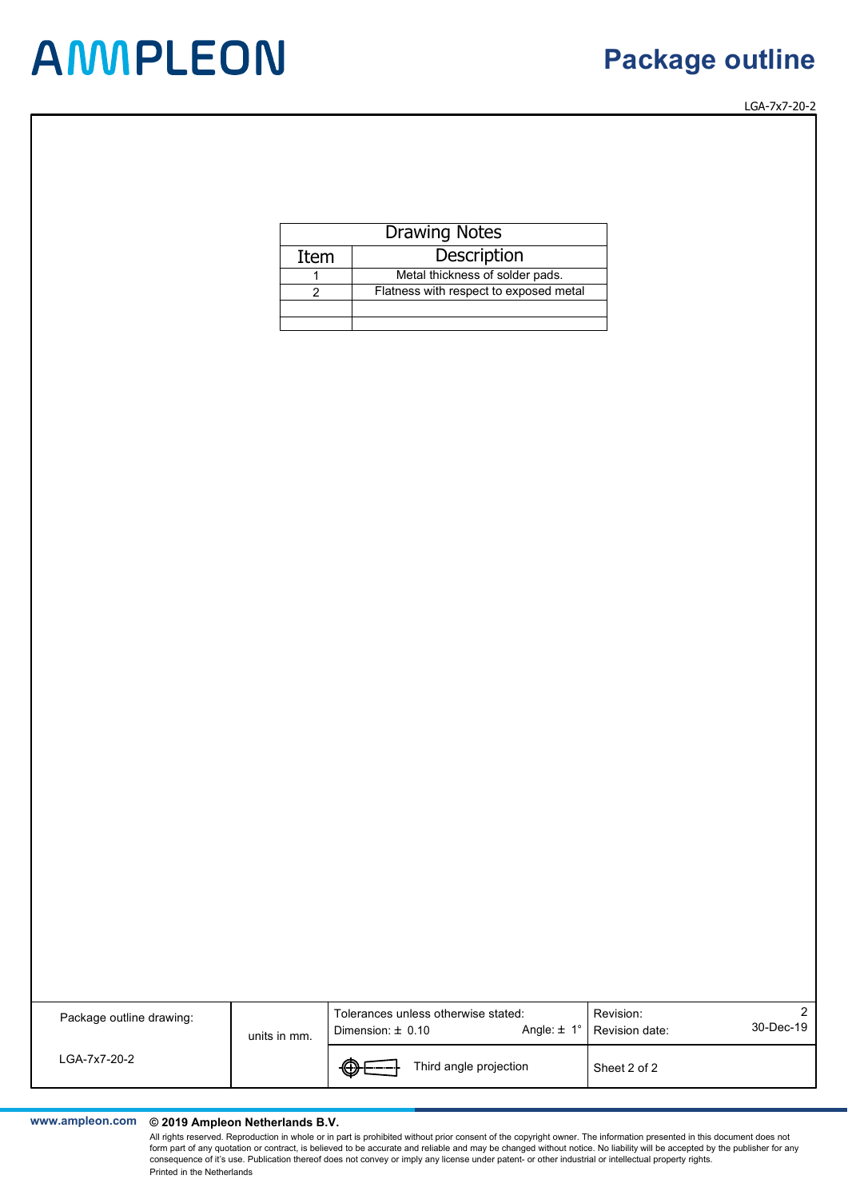# Package outline

LGA-7x7-20-2

| Drawing Notes | |
|---|---|
| **Item** | **Description** |
| 1 | Metal thickness of solder pads. |
| 2 | Flatness with respect to exposed metal |
| | |
| | |

| | | | |
|---|---|---|---|
| Package outline drawing: LGA-7x7-20-2 | units in mm. | Tolerances unless otherwise stated: Dimension: ± 0.10 Angle: ± 1° | Revision: 2 Revision date: 30-Dec-19 |
| | | Third angle projection | Sheet 2 of 2 |

www.ampleon.com **© 2019 Ampleon Netherlands B.V.**

All rights reserved. Reproduction in whole or in part is prohibited without prior consent of the copyright owner. The information presented in this document does not form part of any quotation or contract, is believed to be accurate and reliable and may be changed without notice. No liability will be accepted by the publisher for any consequence of it's use. Publication thereof does not convey or imply any license under patent- or other industrial or intellectual property rights.
Printed in the Netherlands